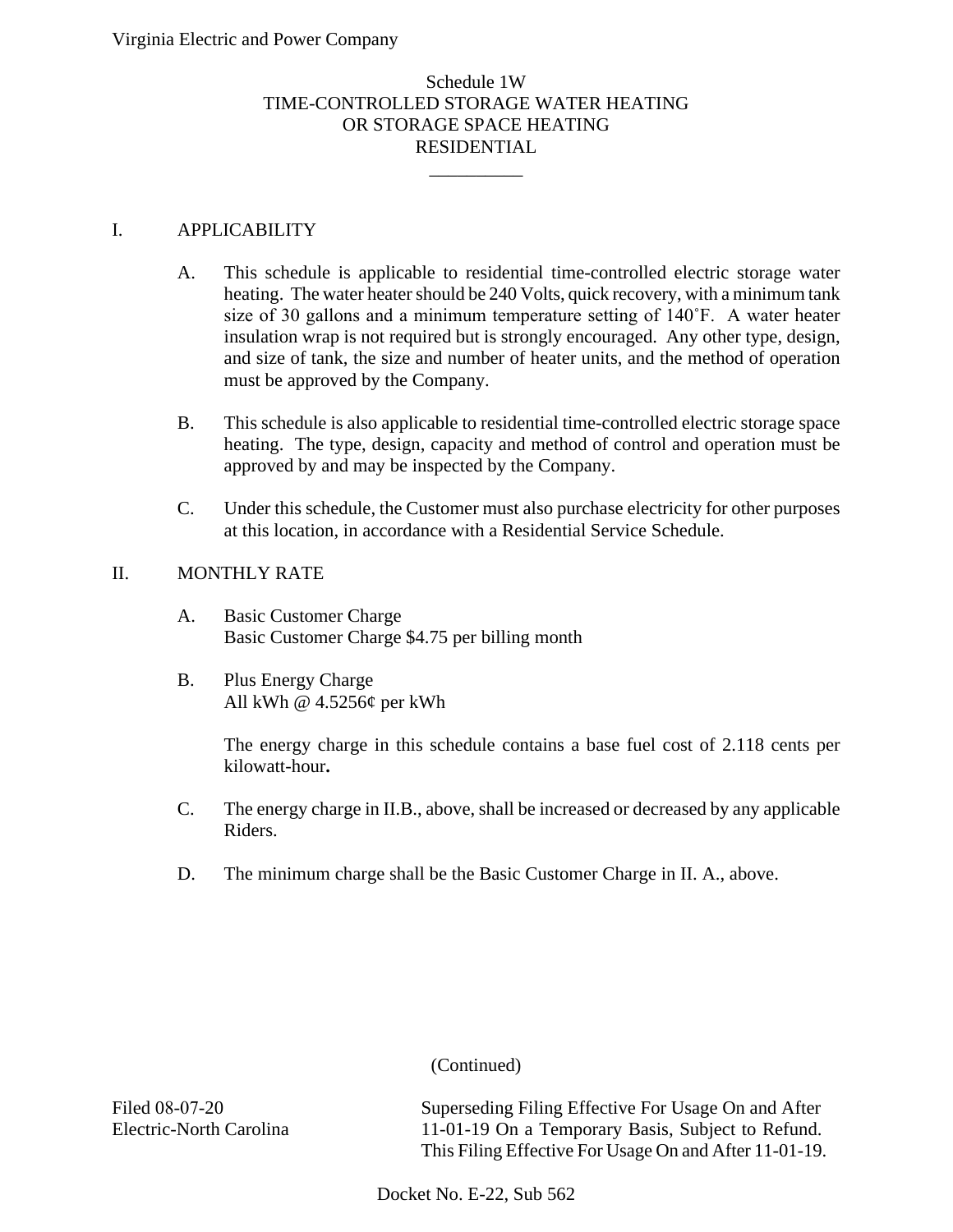Virginia Electric and Power Company

# Schedule 1W
# TIME-CONTROLLED STORAGE WATER HEATING OR STORAGE SPACE HEATING RESIDENTIAL

## I. APPLICABILITY

A. This schedule is applicable to residential time-controlled electric storage water heating. The water heater should be 240 Volts, quick recovery, with a minimum tank size of 30 gallons and a minimum temperature setting of 140˚F. A water heater insulation wrap is not required but is strongly encouraged. Any other type, design, and size of tank, the size and number of heater units, and the method of operation must be approved by the Company.

B. This schedule is also applicable to residential time-controlled electric storage space heating. The type, design, capacity and method of control and operation must be approved by and may be inspected by the Company.

C. Under this schedule, the Customer must also purchase electricity for other purposes at this location, in accordance with a Residential Service Schedule.

## II. MONTHLY RATE

A. Basic Customer Charge
Basic Customer Charge $4.75 per billing month

B. Plus Energy Charge
All kWh @ 4.5256¢ per kWh

The energy charge in this schedule contains a base fuel cost of 2.118 cents per kilowatt-hour**.**

C. The energy charge in II.B., above, shall be increased or decreased by any applicable Riders.

D. The minimum charge shall be the Basic Customer Charge in II. A., above.

(Continued)

Filed 08-07-20
Electric-North Carolina

Superseding Filing Effective For Usage On and After 11-01-19 On a Temporary Basis, Subject to Refund. This Filing Effective For Usage On and After 11-01-19.

Docket No. E-22, Sub 562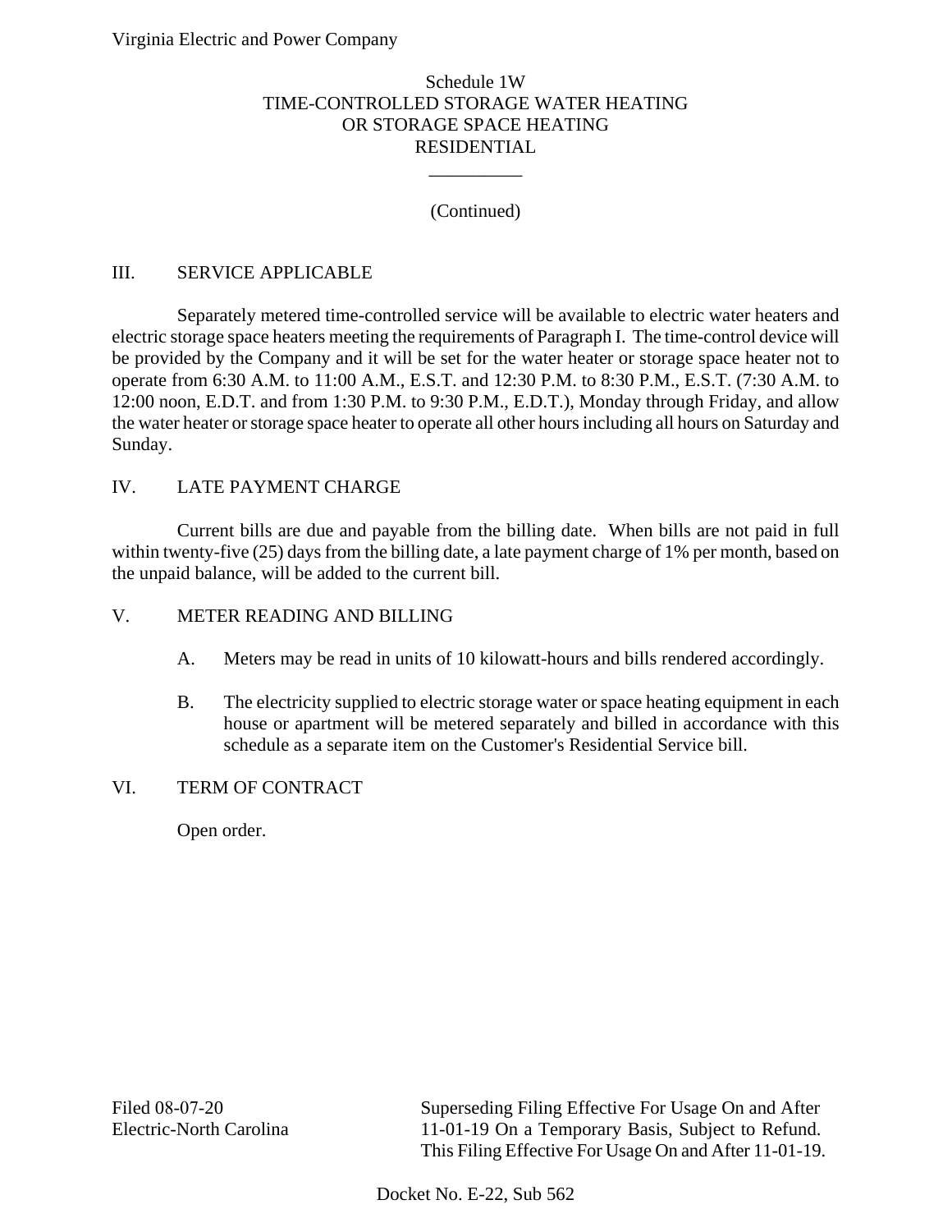Schedule 1W
TIME-CONTROLLED STORAGE WATER HEATING
OR STORAGE SPACE HEATING
RESIDENTIAL

(Continued)

## III. SERVICE APPLICABLE

Separately metered time-controlled service will be available to electric water heaters and electric storage space heaters meeting the requirements of Paragraph I. The time-control device will be provided by the Company and it will be set for the water heater or storage space heater not to operate from 6:30 A.M. to 11:00 A.M., E.S.T. and 12:30 P.M. to 8:30 P.M., E.S.T. (7:30 A.M. to 12:00 noon, E.D.T. and from 1:30 P.M. to 9:30 P.M., E.D.T.), Monday through Friday, and allow the water heater or storage space heater to operate all other hours including all hours on Saturday and Sunday.

## IV. LATE PAYMENT CHARGE

Current bills are due and payable from the billing date. When bills are not paid in full within twenty-five (25) days from the billing date, a late payment charge of 1% per month, based on the unpaid balance, will be added to the current bill.

## V. METER READING AND BILLING

A. Meters may be read in units of 10 kilowatt-hours and bills rendered accordingly.

B. The electricity supplied to electric storage water or space heating equipment in each house or apartment will be metered separately and billed in accordance with this schedule as a separate item on the Customer's Residential Service bill.

## VI. TERM OF CONTRACT

Open order.

Filed 08-07-20
Electric-North Carolina

Superseding Filing Effective For Usage On and After 11-01-19 On a Temporary Basis, Subject to Refund. This Filing Effective For Usage On and After 11-01-19.

Docket No. E-22, Sub 562